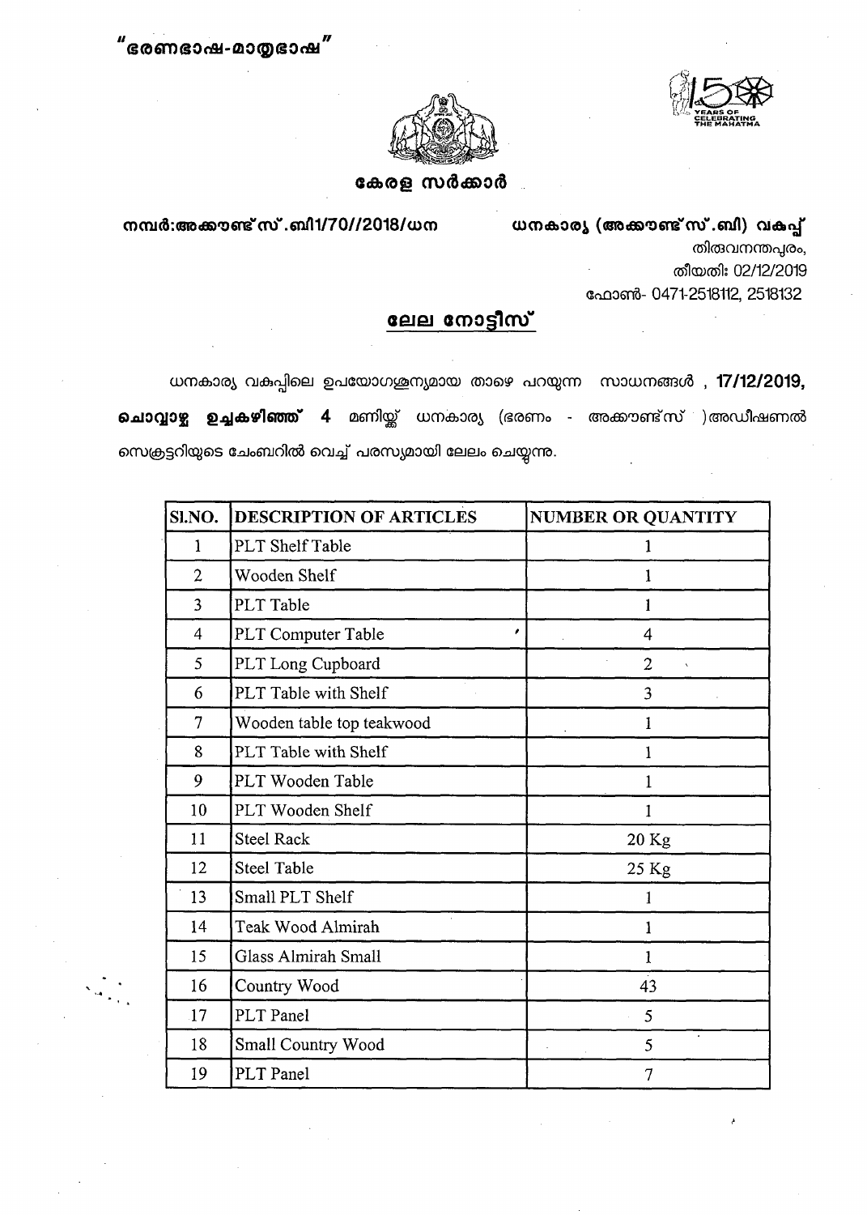"ഭരണഭാഷ-മാതൃഭാഷ"

**കേരള സർക്കാർ**

**നമ്പർ:അക്കൗണ്ട്സ്.ബി1/70//2018/ധന**

**ധനകാര്യ (അക്കൗണ്ട്സ്.ബി) വകുപ്പ്**
തിരുവനന്തപുരം,
തീയതി: 02/12/2019
ഫോൺ- 0471-2518112, 2518132

## ലേല നോട്ടീസ്

ധനകാര്യ വകുപ്പിലെ ഉപയോഗശൂന്യമായ താഴെ പറയുന്ന സാധനങ്ങൾ , **17/12/2019, ചൊവ്വാഴ്ച ഉച്ചകഴിഞ്ഞ് 4** മണിയ്ക്ക് ധനകാര്യ (ഭരണം - അക്കൗണ്ട്സ് )അഡീഷണൽ സെക്രട്ടറിയുടെ ചേംബറിൽ വെച്ച് പരസ്യമായി ലേലം ചെയ്യുന്നു.

| Sl.NO. | DESCRIPTION OF ARTICLES | NUMBER OR QUANTITY |
|---|---|---|
| 1 | PLT Shelf Table | 1 |
| 2 | Wooden Shelf | 1 |
| 3 | PLT Table | 1 |
| 4 | PLT Computer Table | 4 |
| 5 | PLT Long Cupboard | 2 |
| 6 | PLT Table with Shelf | 3 |
| 7 | Wooden table top teakwood | 1 |
| 8 | PLT Table with Shelf | 1 |
| 9 | PLT Wooden Table | 1 |
| 10 | PLT Wooden Shelf | 1 |
| 11 | Steel Rack | 20 Kg |
| 12 | Steel Table | 25 Kg |
| 13 | Small PLT Shelf | 1 |
| 14 | Teak Wood Almirah | 1 |
| 15 | Glass Almirah Small | 1 |
| 16 | Country Wood | 43 |
| 17 | PLT Panel | 5 |
| 18 | Small Country Wood | 5 |
| 19 | PLT Panel | 7 |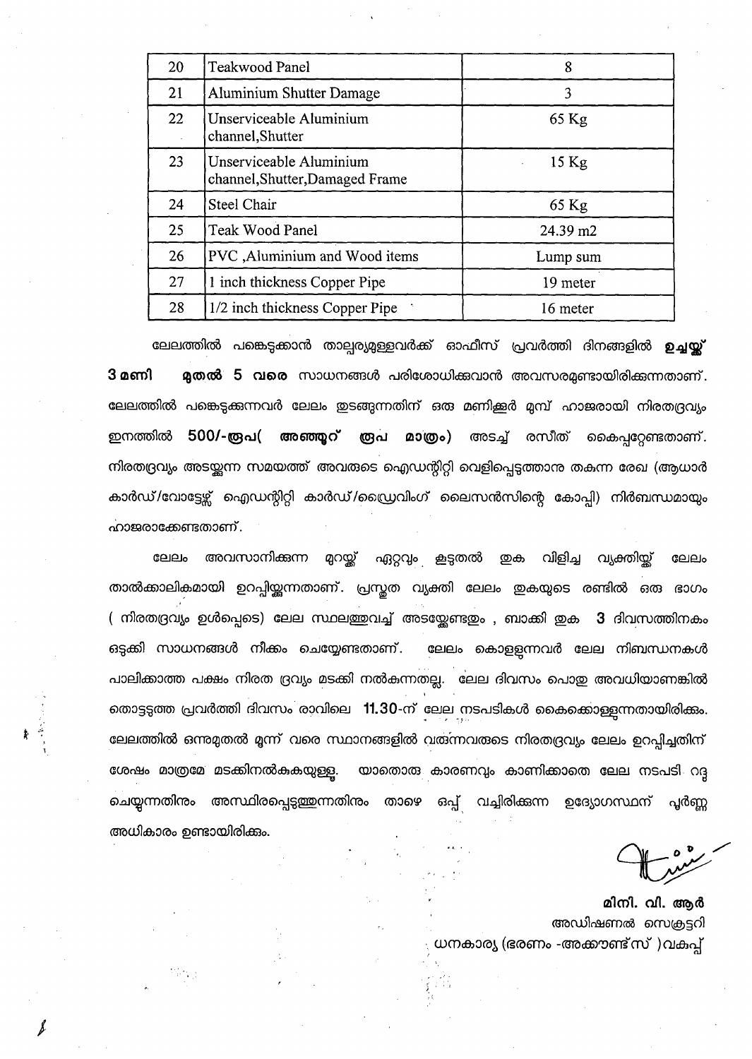| | | |
|---|---|---|
| 20 | Teakwood Panel | 8 |
| 21 | Aluminium Shutter Damage | 3 |
| 22 | Unserviceable Aluminium channel,Shutter | 65 Kg |
| 23 | Unserviceable Aluminium channel,Shutter,Damaged Frame | 15 Kg |
| 24 | Steel Chair | 65 Kg |
| 25 | Teak Wood Panel | 24.39 m2 |
| 26 | PVC ,Aluminium and Wood items | Lump sum |
| 27 | 1 inch thickness Copper Pipe | 19 meter |
| 28 | 1/2 inch thickness Copper Pipe | 16 meter |

ലേലത്തിൽ പങ്കെടുക്കാൻ താല്പര്യമുള്ളവർക്ക് ഓഫീസ് പ്രവർത്തി ദിനങ്ങളിൽ **ഉച്ചയ്ക്ക് 3 മണി മുതൽ 5 വരെ** സാധനങ്ങൾ പരിശോധിക്കുവാൻ അവസരമുണ്ടായിരിക്കുന്നതാണ്. ലേലത്തിൽ പങ്കെടുക്കുന്നവർ ലേലം തുടങ്ങുന്നതിന് ഒരു മണിക്കൂർ മുമ്പ് ഹാജരായി നിരതദ്രവ്യം ഇനത്തിൽ **500/-രൂപ( അഞ്ഞൂറ് രൂപ മാത്രം)** അടച്ച് രസീത് കൈപ്പറ്റേണ്ടതാണ്. നിരതദ്രവ്യം അടയ്ക്കുന്ന സമയത്ത് അവരുടെ ഐഡന്റിറ്റി വെളിപ്പെടുത്താനുതകുന്ന രേഖ (ആധാർ കാർഡ്/വോട്ടേഴ്സ് ഐഡന്റിറ്റി കാർഡ്/ഡ്രൈവിംഗ് ലൈസൻസിന്റെ കോപ്പി) നിർബന്ധമായും ഹാജരാക്കേണ്ടതാണ്.

ലേലം അവസാനിക്കുന്ന മുറയ്ക്ക് ഏറ്റവും കൂടുതൽ തുക വിളിച്ച വ്യക്തിയ്ക്ക് ലേലം താൽക്കാലികമായി ഉറപ്പിയ്ക്കുന്നതാണ്. പ്രസ്തുത വ്യക്തി ലേലം തുകയുടെ രണ്ടിൽ ഒരു ഭാഗം ( നിരതദ്രവ്യം ഉൾപ്പെടെ) ലേല സ്ഥലത്തുവച്ച് അടയ്ക്കേണ്ടതും , ബാക്കി തുക 3 ദിവസത്തിനകം ഒടുക്കി സാധനങ്ങൾ നീക്കം ചെയ്യേണ്ടതാണ്. ലേലം കൊള്ളുന്നവർ ലേല നിബന്ധനകൾ പാലിക്കാത്ത പക്ഷം നിരത ദ്രവ്യം മടക്കി നൽകുന്നതല്ല. ലേല ദിവസം പൊതു അവധിയാണെങ്കിൽ തൊട്ടടുത്ത പ്രവർത്തി ദിവസം രാവിലെ **11.30**-ന് ലേല നടപടികൾ കൈക്കൊള്ളുന്നതായിരിക്കും. ലേലത്തിൽ ഒന്നുമുതൽ മൂന്ന് വരെ സ്ഥാനങ്ങളിൽ വരുന്നവരുടെ നിരതദ്രവ്യം ലേലം ഉറപ്പിച്ചതിന് ശേഷം മാത്രമേ മടക്കിനൽകുകയുള്ളൂ. യാതൊരു കാരണവും കാണിക്കാതെ ലേല നടപടി റദ്ദ് ചെയ്യുന്നതിനും അസ്ഥിരപ്പെടുത്തുന്നതിനും താഴെ ഒപ്പ് വച്ചിരിക്കുന്ന ഉദ്യോഗസ്ഥന് പൂർണ്ണ അധികാരം ഉണ്ടായിരിക്കും.

**മിനി. വി. ആർ**
അഡിഷണൽ സെക്രട്ടറി
ധനകാര്യ (ഭരണം -അക്കൗണ്ട്സ് )വകുപ്പ്